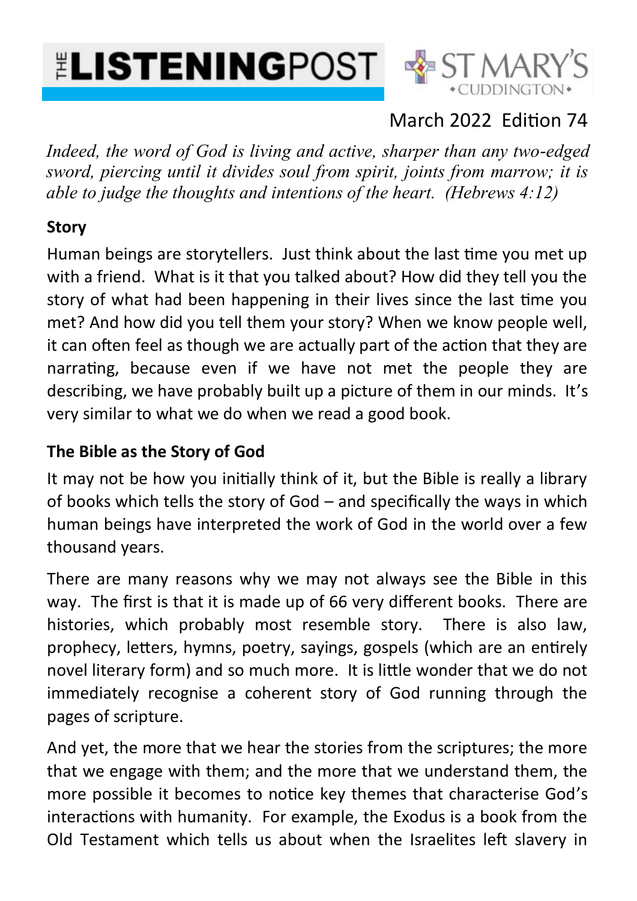# THE LISTENING POST

ST MARY'S CUDDINGTON

March 2022 Edition 74

*Indeed, the word of God is living and active, sharper than any two-edged sword, piercing until it divides soul from spirit, joints from marrow; it is able to judge the thoughts and intentions of the heart. (Hebrews 4:12)*

**Story**

Human beings are storytellers. Just think about the last time you met up with a friend. What is it that you talked about? How did they tell you the story of what had been happening in their lives since the last time you met? And how did you tell them your story? When we know people well, it can often feel as though we are actually part of the action that they are narrating, because even if we have not met the people they are describing, we have probably built up a picture of them in our minds. It's very similar to what we do when we read a good book.

**The Bible as the Story of God**

It may not be how you initially think of it, but the Bible is really a library of books which tells the story of God – and specifically the ways in which human beings have interpreted the work of God in the world over a few thousand years.

There are many reasons why we may not always see the Bible in this way. The first is that it is made up of 66 very different books. There are histories, which probably most resemble story. There is also law, prophecy, letters, hymns, poetry, sayings, gospels (which are an entirely novel literary form) and so much more. It is little wonder that we do not immediately recognise a coherent story of God running through the pages of scripture.

And yet, the more that we hear the stories from the scriptures; the more that we engage with them; and the more that we understand them, the more possible it becomes to notice key themes that characterise God's interactions with humanity. For example, the Exodus is a book from the Old Testament which tells us about when the Israelites left slavery in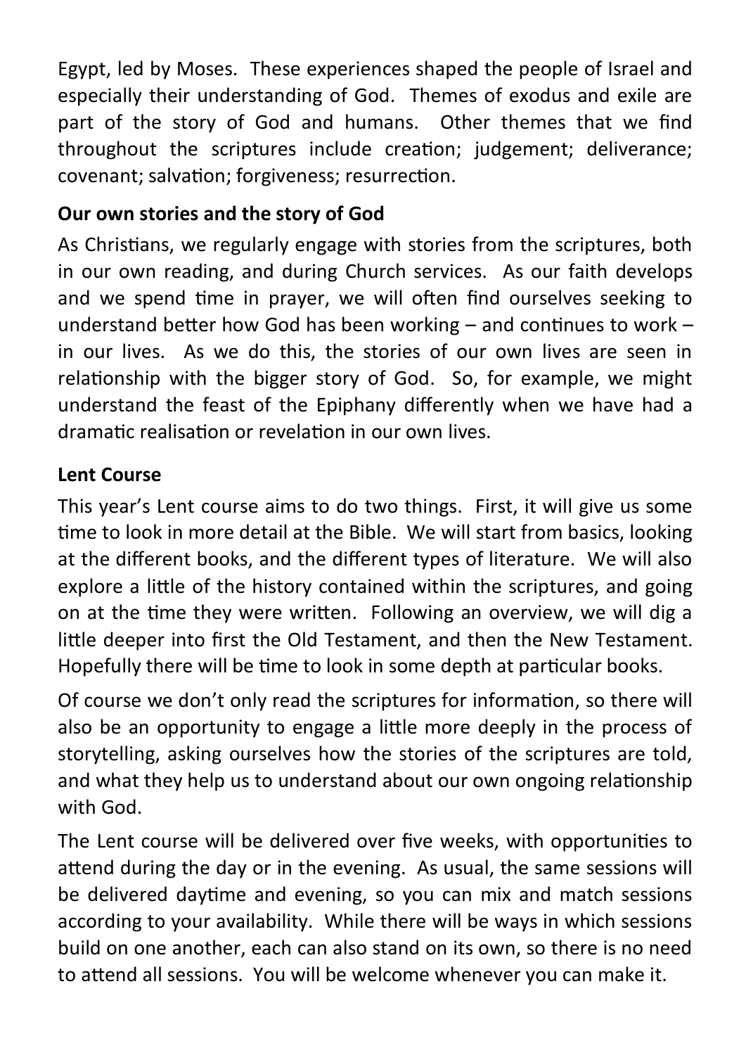Egypt, led by Moses. These experiences shaped the people of Israel and especially their understanding of God. Themes of exodus and exile are part of the story of God and humans. Other themes that we find throughout the scriptures include creation; judgement; deliverance; covenant; salvation; forgiveness; resurrection.

**Our own stories and the story of God**

As Christians, we regularly engage with stories from the scriptures, both in our own reading, and during Church services. As our faith develops and we spend time in prayer, we will often find ourselves seeking to understand better how God has been working – and continues to work – in our lives. As we do this, the stories of our own lives are seen in relationship with the bigger story of God. So, for example, we might understand the feast of the Epiphany differently when we have had a dramatic realisation or revelation in our own lives.

**Lent Course**

This year's Lent course aims to do two things. First, it will give us some time to look in more detail at the Bible. We will start from basics, looking at the different books, and the different types of literature. We will also explore a little of the history contained within the scriptures, and going on at the time they were written. Following an overview, we will dig a little deeper into first the Old Testament, and then the New Testament. Hopefully there will be time to look in some depth at particular books.

Of course we don't only read the scriptures for information, so there will also be an opportunity to engage a little more deeply in the process of storytelling, asking ourselves how the stories of the scriptures are told, and what they help us to understand about our own ongoing relationship with God.

The Lent course will be delivered over five weeks, with opportunities to attend during the day or in the evening. As usual, the same sessions will be delivered daytime and evening, so you can mix and match sessions according to your availability. While there will be ways in which sessions build on one another, each can also stand on its own, so there is no need to attend all sessions. You will be welcome whenever you can make it.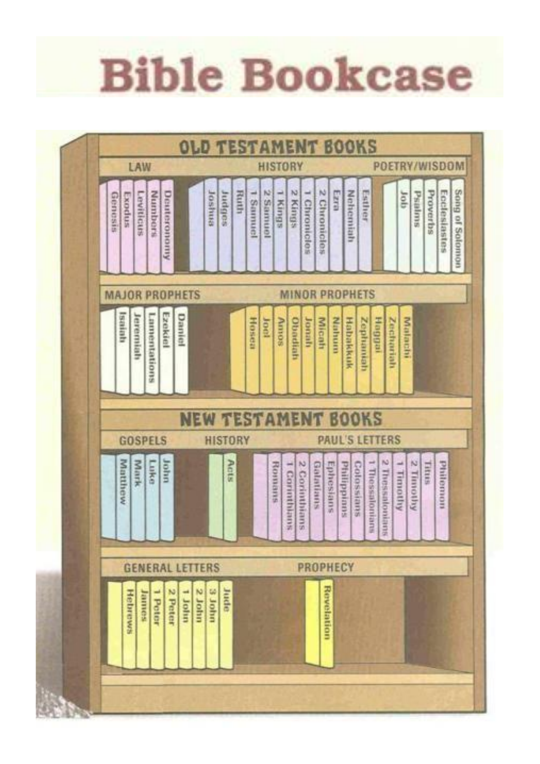# Bible Bookcase

## OLD TESTAMENT BOOKS

### LAW
- Genesis
- Exodus
- Leviticus
- Numbers
- Deuteronomy

### HISTORY
- Joshua
- Judges
- Ruth
- 1 Samuel
- 2 Samuel
- 1 Kings
- 2 Kings
- 1 Chronicles
- 2 Chronicles
- Ezra
- Nehemiah
- Esther

### POETRY/WISDOM
- Job
- Psalms
- Proverbs
- Ecclesiastes
- Song of Solomon

### MAJOR PROPHETS
- Isaiah
- Jeremiah
- Lamentations
- Ezekiel
- Daniel

### MINOR PROPHETS
- Hosea
- Joel
- Amos
- Obadiah
- Jonah
- Micah
- Nahum
- Habakkuk
- Zephaniah
- Haggai
- Zechariah
- Malachi

## NEW TESTAMENT BOOKS

### GOSPELS
- Matthew
- Mark
- Luke
- John

### HISTORY
- Acts

### PAUL'S LETTERS
- Romans
- 1 Corinthians
- 2 Corinthians
- Galatians
- Ephesians
- Philippians
- Colossians
- 1 Thessalonians
- 2 Thessalonians
- 1 Timothy
- 2 Timothy
- Titus
- Philemon

### GENERAL LETTERS
- Hebrews
- James
- 1 Peter
- 2 Peter
- 1 John
- 2 John
- 3 John
- Jude

### PROPHECY
- Revelation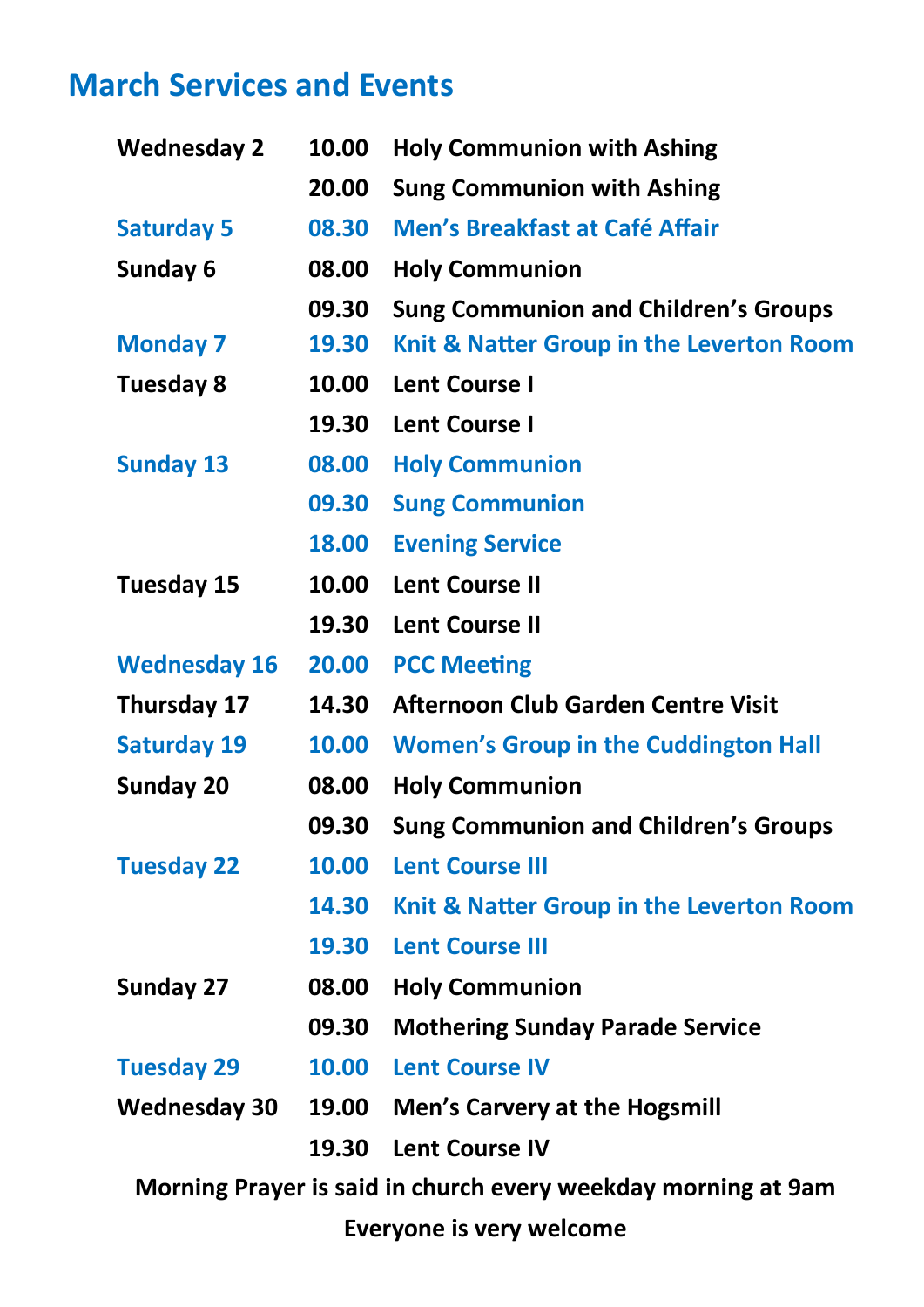# March Services and Events

| | | |
|---|---|---|
| **Wednesday 2** | **10.00** | **Holy Communion with Ashing** |
| | **20.00** | **Sung Communion with Ashing** |
| **Saturday 5** | **08.30** | **Men's Breakfast at Café Affair** |
| **Sunday 6** | **08.00** | **Holy Communion** |
| | **09.30** | **Sung Communion and Children's Groups** |
| **Monday 7** | **19.30** | **Knit & Natter Group in the Leverton Room** |
| **Tuesday 8** | **10.00** | **Lent Course I** |
| | **19.30** | **Lent Course I** |
| **Sunday 13** | **08.00** | **Holy Communion** |
| | **09.30** | **Sung Communion** |
| | **18.00** | **Evening Service** |
| **Tuesday 15** | **10.00** | **Lent Course II** |
| | **19.30** | **Lent Course II** |
| **Wednesday 16** | **20.00** | **PCC Meeting** |
| **Thursday 17** | **14.30** | **Afternoon Club Garden Centre Visit** |
| **Saturday 19** | **10.00** | **Women's Group in the Cuddington Hall** |
| **Sunday 20** | **08.00** | **Holy Communion** |
| | **09.30** | **Sung Communion and Children's Groups** |
| **Tuesday 22** | **10.00** | **Lent Course III** |
| | **14.30** | **Knit & Natter Group in the Leverton Room** |
| | **19.30** | **Lent Course III** |
| **Sunday 27** | **08.00** | **Holy Communion** |
| | **09.30** | **Mothering Sunday Parade Service** |
| **Tuesday 29** | **10.00** | **Lent Course IV** |
| **Wednesday 30** | **19.00** | **Men's Carvery at the Hogsmill** |
| | **19.30** | **Lent Course IV** |

**Morning Prayer is said in church every weekday morning at 9am**

**Everyone is very welcome**